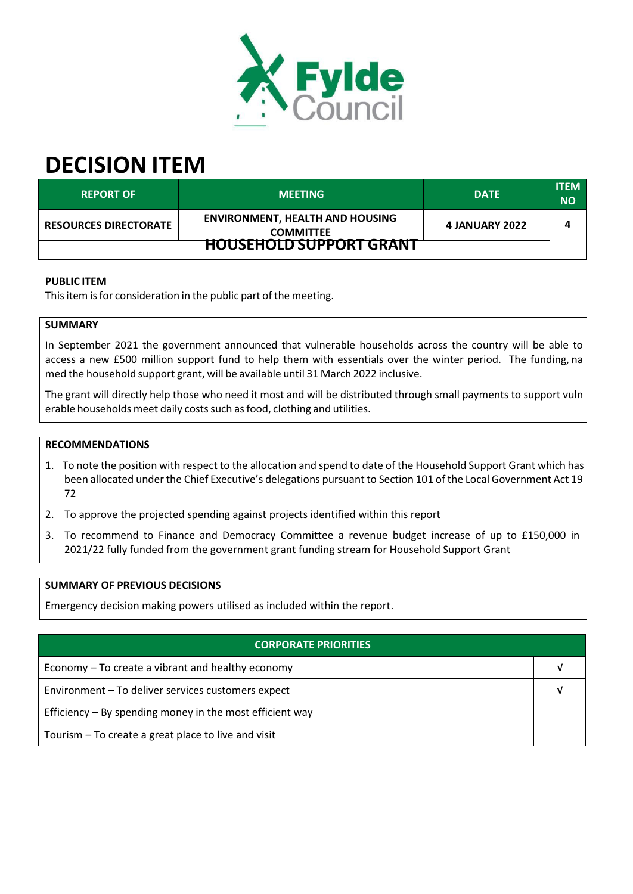Fylde Council

# DECISION ITEM

| REPORT OF | MEETING | DATE | ITEM NO |
|---|---|---|---|
| RESOURCES DIRECTORATE | ENVIRONMENT, HEALTH AND HOUSING COMMITTEE | 4 JANUARY 2022 | 4 |
| HOUSEHOLD SUPPORT GRANT | | | |

**PUBLIC ITEM**

This item is for consideration in the public part of the meeting.

**SUMMARY**

In September 2021 the government announced that vulnerable households across the country will be able to access a new £500 million support fund to help them with essentials over the winter period. The funding, named the household support grant, will be available until 31 March 2022 inclusive.

The grant will directly help those who need it most and will be distributed through small payments to support vulnerable households meet daily costs such as food, clothing and utilities.

**RECOMMENDATIONS**

1. To note the position with respect to the allocation and spend to date of the Household Support Grant which has been allocated under the Chief Executive's delegations pursuant to Section 101 of the Local Government Act 1972
2. To approve the projected spending against projects identified within this report
3. To recommend to Finance and Democracy Committee a revenue budget increase of up to £150,000 in 2021/22 fully funded from the government grant funding stream for Household Support Grant

**SUMMARY OF PREVIOUS DECISIONS**

Emergency decision making powers utilised as included within the report.

| CORPORATE PRIORITIES | |
|---|---|
| Economy – To create a vibrant and healthy economy | √ |
| Environment – To deliver services customers expect | √ |
| Efficiency – By spending money in the most efficient way | |
| Tourism – To create a great place to live and visit | |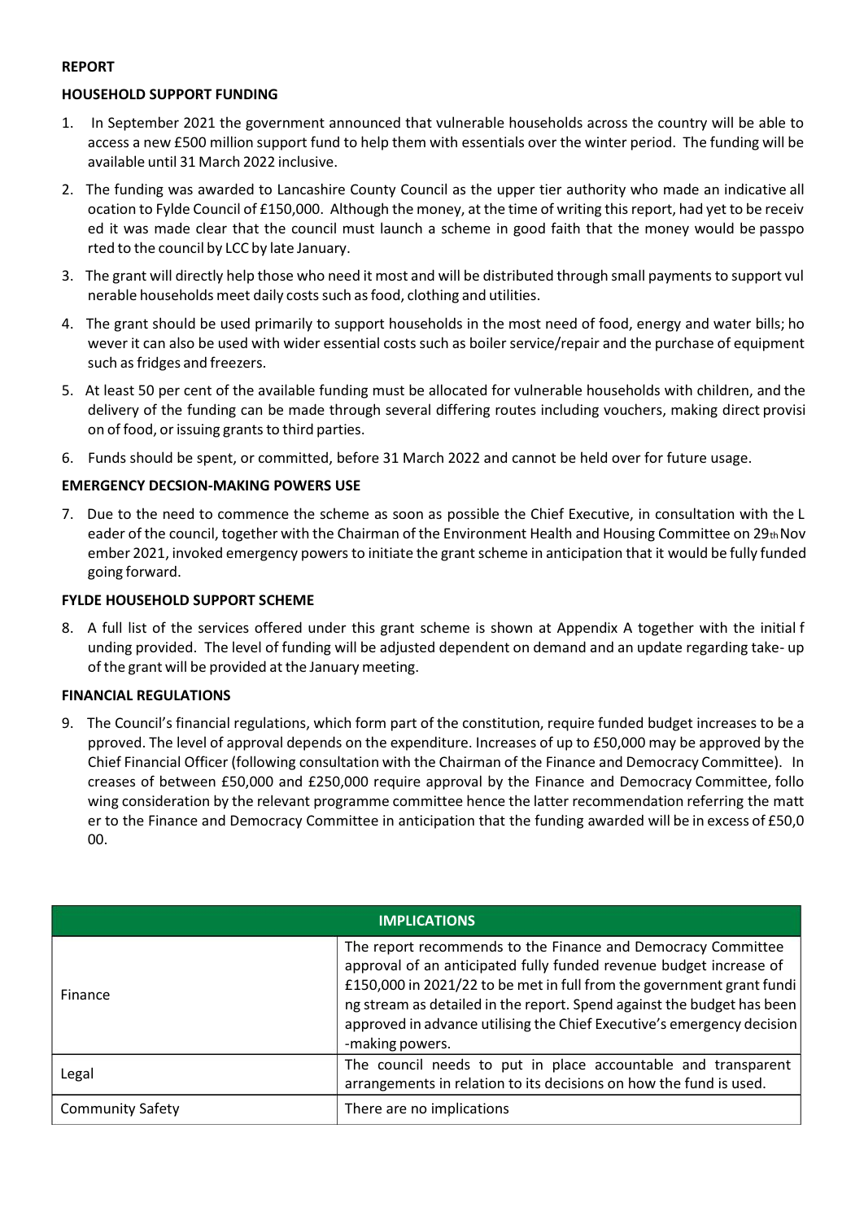**REPORT**

**HOUSEHOLD SUPPORT FUNDING**

1. In September 2021 the government announced that vulnerable households across the country will be able to access a new £500 million support fund to help them with essentials over the winter period. The funding will be available until 31 March 2022 inclusive.
2. The funding was awarded to Lancashire County Council as the upper tier authority who made an indicative allocation to Fylde Council of £150,000. Although the money, at the time of writing this report, had yet to be received it was made clear that the council must launch a scheme in good faith that the money would be passported to the council by LCC by late January.
3. The grant will directly help those who need it most and will be distributed through small payments to support vulnerable households meet daily costs such as food, clothing and utilities.
4. The grant should be used primarily to support households in the most need of food, energy and water bills; however it can also be used with wider essential costs such as boiler service/repair and the purchase of equipment such as fridges and freezers.
5. At least 50 per cent of the available funding must be allocated for vulnerable households with children, and the delivery of the funding can be made through several differing routes including vouchers, making direct provision of food, or issuing grants to third parties.
6. Funds should be spent, or committed, before 31 March 2022 and cannot be held over for future usage.

**EMERGENCY DECSION-MAKING POWERS USE**

7. Due to the need to commence the scheme as soon as possible the Chief Executive, in consultation with the Leader of the council, together with the Chairman of the Environment Health and Housing Committee on 29th November 2021, invoked emergency powers to initiate the grant scheme in anticipation that it would be fully funded going forward.

**FYLDE HOUSEHOLD SUPPORT SCHEME**

8. A full list of the services offered under this grant scheme is shown at Appendix A together with the initial funding provided. The level of funding will be adjusted dependent on demand and an update regarding take- up of the grant will be provided at the January meeting.

**FINANCIAL REGULATIONS**

9. The Council's financial regulations, which form part of the constitution, require funded budget increases to be approved. The level of approval depends on the expenditure. Increases of up to £50,000 may be approved by the Chief Financial Officer (following consultation with the Chairman of the Finance and Democracy Committee). Increases of between £50,000 and £250,000 require approval by the Finance and Democracy Committee, following consideration by the relevant programme committee hence the latter recommendation referring the matter to the Finance and Democracy Committee in anticipation that the funding awarded will be in excess of £50,000.

| IMPLICATIONS | |
|---|---|
| Finance | The report recommends to the Finance and Democracy Committee approval of an anticipated fully funded revenue budget increase of £150,000 in 2021/22 to be met in full from the government grant funding stream as detailed in the report. Spend against the budget has been approved in advance utilising the Chief Executive's emergency decision-making powers. |
| Legal | The council needs to put in place accountable and transparent arrangements in relation to its decisions on how the fund is used. |
| Community Safety | There are no implications |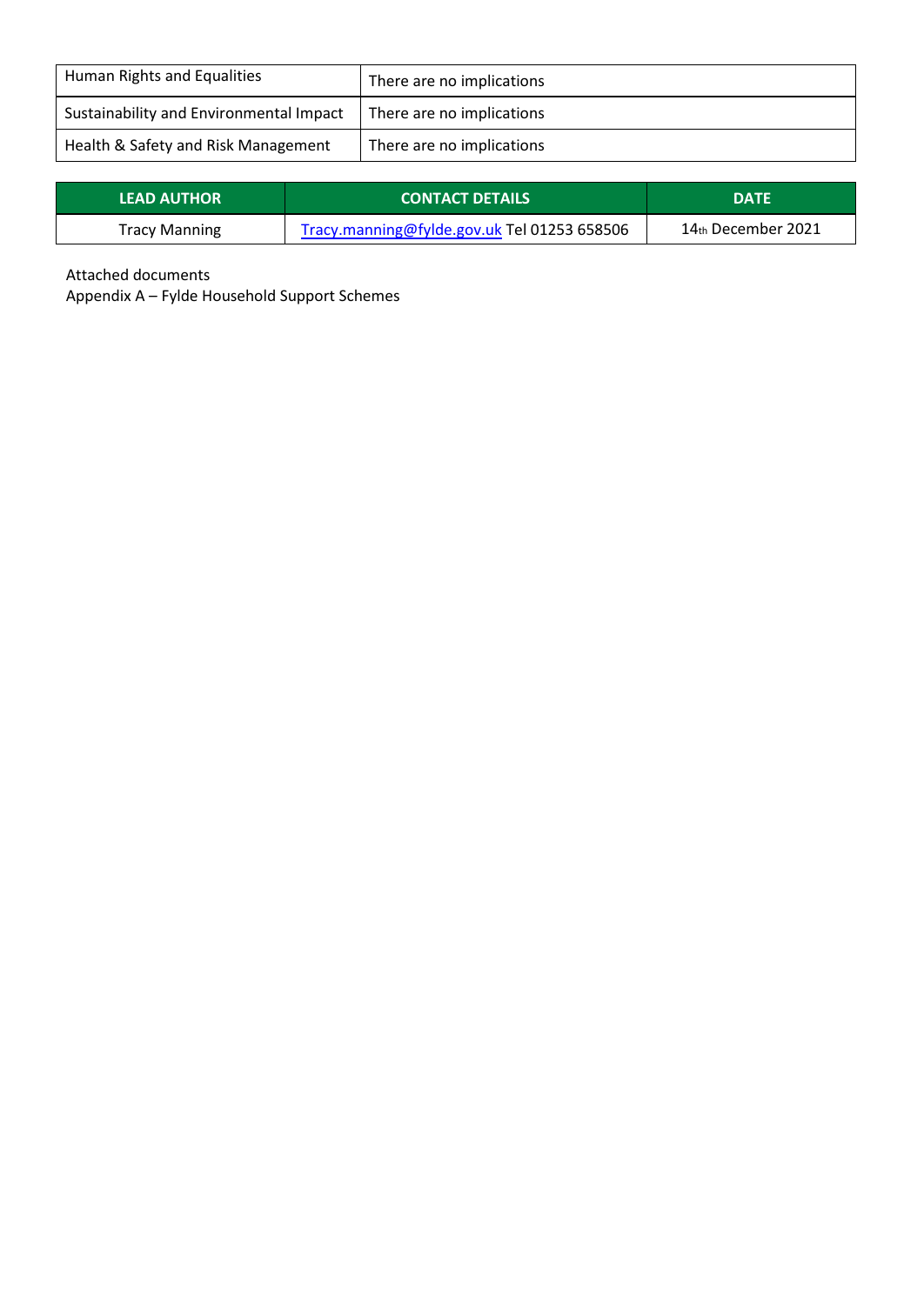| | |
|---|---|
| Human Rights and Equalities | There are no implications |
| Sustainability and Environmental Impact | There are no implications |
| Health & Safety and Risk Management | There are no implications |

| LEAD AUTHOR | CONTACT DETAILS | DATE |
|---|---|---|
| Tracy Manning | Tracy.manning@fylde.gov.uk Tel 01253 658506 | 14th December 2021 |

Attached documents
Appendix A – Fylde Household Support Schemes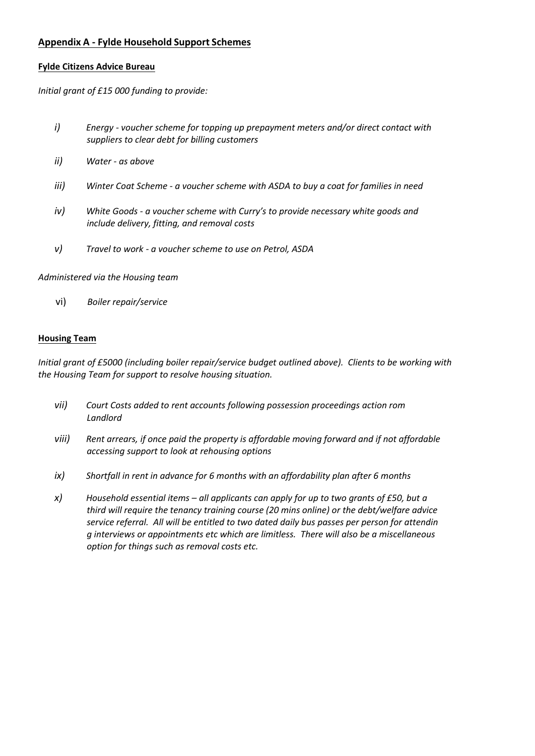## Appendix A - Fylde Household Support Schemes

**Fylde Citizens Advice Bureau**

*Initial grant of £15 000 funding to provide:*

*i)* *Energy - voucher scheme for topping up prepayment meters and/or direct contact with suppliers to clear debt for billing customers*

*ii)* *Water - as above*

*iii)* *Winter Coat Scheme - a voucher scheme with ASDA to buy a coat for families in need*

*iv)* *White Goods - a voucher scheme with Curry's to provide necessary white goods and include delivery, fitting, and removal costs*

*v)* *Travel to work - a voucher scheme to use on Petrol, ASDA*

*Administered via the Housing team*

vi) *Boiler repair/service*

**Housing Team**

*Initial grant of £5000 (including boiler repair/service budget outlined above). Clients to be working with the Housing Team for support to resolve housing situation.*

*vii)* *Court Costs added to rent accounts following possession proceedings action rom Landlord*

*viii)* *Rent arrears, if once paid the property is affordable moving forward and if not affordable accessing support to look at rehousing options*

*ix)* *Shortfall in rent in advance for 6 months with an affordability plan after 6 months*

*x)* *Household essential items – all applicants can apply for up to two grants of £50, but a third will require the tenancy training course (20 mins online) or the debt/welfare advice service referral. All will be entitled to two dated daily bus passes per person for attendin g interviews or appointments etc which are limitless. There will also be a miscellaneous option for things such as removal costs etc.*